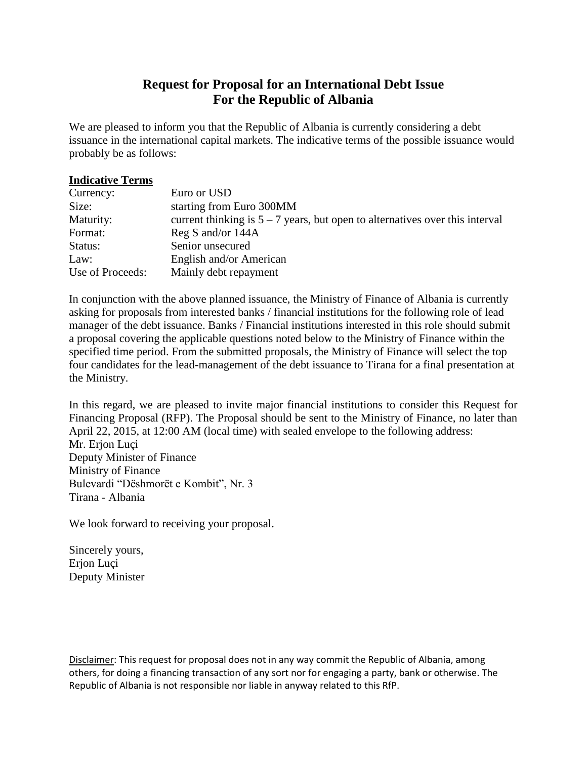# Request for Proposal for an International Debt Issue
# For the Republic of Albania

We are pleased to inform you that the Republic of Albania is currently considering a debt issuance in the international capital markets. The indicative terms of the possible issuance would probably be as follows:

**Indicative Terms**

| | |
|---|---|
| Currency: | Euro or USD |
| Size: | starting from Euro 300MM |
| Maturity: | current thinking is 5 – 7 years, but open to alternatives over this interval |
| Format: | Reg S and/or 144A |
| Status: | Senior unsecured |
| Law: | English and/or American |
| Use of Proceeds: | Mainly debt repayment |

In conjunction with the above planned issuance, the Ministry of Finance of Albania is currently asking for proposals from interested banks / financial institutions for the following role of lead manager of the debt issuance. Banks / Financial institutions interested in this role should submit a proposal covering the applicable questions noted below to the Ministry of Finance within the specified time period. From the submitted proposals, the Ministry of Finance will select the top four candidates for the lead-management of the debt issuance to Tirana for a final presentation at the Ministry.

In this regard, we are pleased to invite major financial institutions to consider this Request for Financing Proposal (RFP). The Proposal should be sent to the Ministry of Finance, no later than April 22, 2015, at 12:00 AM (local time) with sealed envelope to the following address:
Mr. Erjon Luçi
Deputy Minister of Finance
Ministry of Finance
Bulevardi "Dëshmorët e Kombit", Nr. 3
Tirana - Albania

We look forward to receiving your proposal.

Sincerely yours,
Erjon Luçi
Deputy Minister

Disclaimer: This request for proposal does not in any way commit the Republic of Albania, among others, for doing a financing transaction of any sort nor for engaging a party, bank or otherwise. The Republic of Albania is not responsible nor liable in anyway related to this RfP.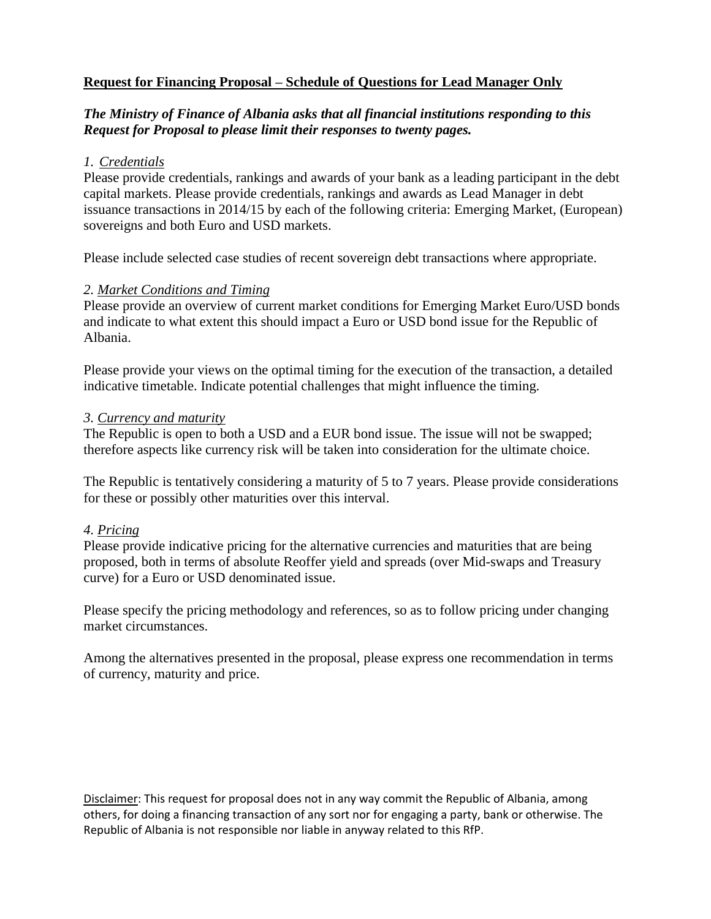**Request for Financing Proposal – Schedule of Questions for Lead Manager Only**

***The Ministry of Finance of Albania asks that all financial institutions responding to this Request for Proposal to please limit their responses to twenty pages.***

*1. Credentials*

Please provide credentials, rankings and awards of your bank as a leading participant in the debt capital markets. Please provide credentials, rankings and awards as Lead Manager in debt issuance transactions in 2014/15 by each of the following criteria: Emerging Market, (European) sovereigns and both Euro and USD markets.

Please include selected case studies of recent sovereign debt transactions where appropriate.

*2. Market Conditions and Timing*

Please provide an overview of current market conditions for Emerging Market Euro/USD bonds and indicate to what extent this should impact a Euro or USD bond issue for the Republic of Albania.

Please provide your views on the optimal timing for the execution of the transaction, a detailed indicative timetable. Indicate potential challenges that might influence the timing.

*3. Currency and maturity*

The Republic is open to both a USD and a EUR bond issue. The issue will not be swapped; therefore aspects like currency risk will be taken into consideration for the ultimate choice.

The Republic is tentatively considering a maturity of 5 to 7 years. Please provide considerations for these or possibly other maturities over this interval.

*4. Pricing*

Please provide indicative pricing for the alternative currencies and maturities that are being proposed, both in terms of absolute Reoffer yield and spreads (over Mid-swaps and Treasury curve) for a Euro or USD denominated issue.

Please specify the pricing methodology and references, so as to follow pricing under changing market circumstances.

Among the alternatives presented in the proposal, please express one recommendation in terms of currency, maturity and price.

Disclaimer: This request for proposal does not in any way commit the Republic of Albania, among others, for doing a financing transaction of any sort nor for engaging a party, bank or otherwise. The Republic of Albania is not responsible nor liable in anyway related to this RfP.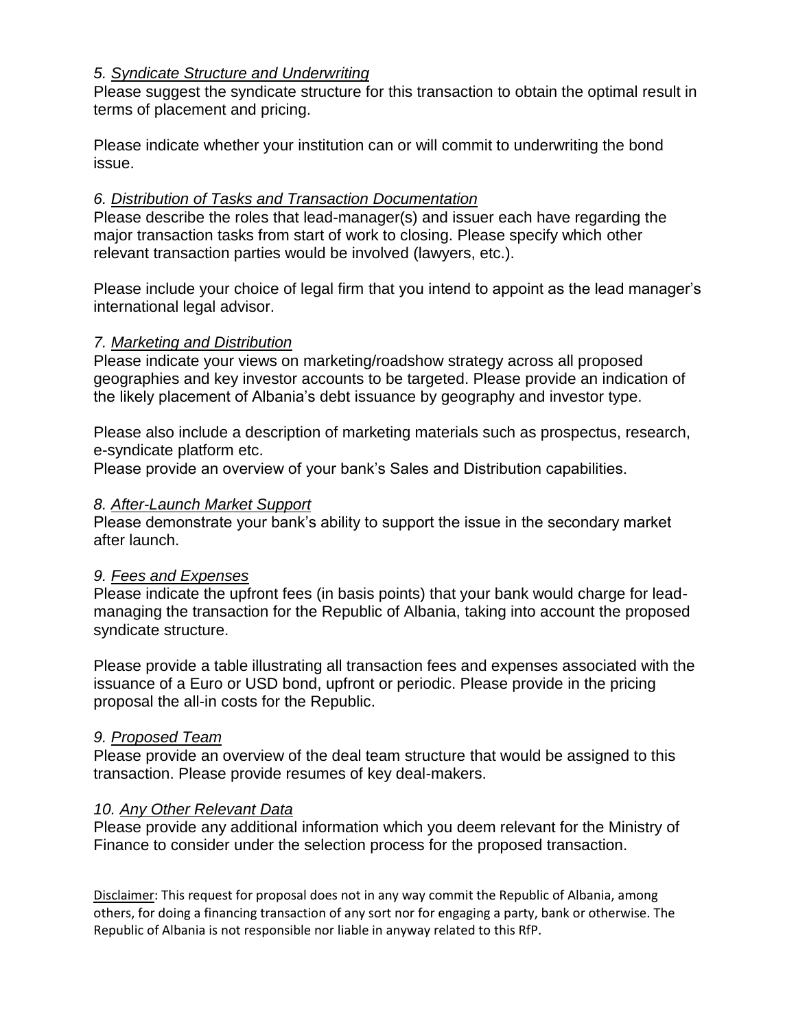### *5. Syndicate Structure and Underwriting*

Please suggest the syndicate structure for this transaction to obtain the optimal result in terms of placement and pricing.

Please indicate whether your institution can or will commit to underwriting the bond issue.

### *6. Distribution of Tasks and Transaction Documentation*

Please describe the roles that lead-manager(s) and issuer each have regarding the major transaction tasks from start of work to closing. Please specify which other relevant transaction parties would be involved (lawyers, etc.).

Please include your choice of legal firm that you intend to appoint as the lead manager's international legal advisor.

### *7. Marketing and Distribution*

Please indicate your views on marketing/roadshow strategy across all proposed geographies and key investor accounts to be targeted. Please provide an indication of the likely placement of Albania's debt issuance by geography and investor type.

Please also include a description of marketing materials such as prospectus, research, e-syndicate platform etc.

Please provide an overview of your bank's Sales and Distribution capabilities.

### *8. After-Launch Market Support*

Please demonstrate your bank's ability to support the issue in the secondary market after launch.

### *9. Fees and Expenses*

Please indicate the upfront fees (in basis points) that your bank would charge for lead-managing the transaction for the Republic of Albania, taking into account the proposed syndicate structure.

Please provide a table illustrating all transaction fees and expenses associated with the issuance of a Euro or USD bond, upfront or periodic. Please provide in the pricing proposal the all-in costs for the Republic.

### *9. Proposed Team*

Please provide an overview of the deal team structure that would be assigned to this transaction. Please provide resumes of key deal-makers.

### *10. Any Other Relevant Data*

Please provide any additional information which you deem relevant for the Ministry of Finance to consider under the selection process for the proposed transaction.

Disclaimer: This request for proposal does not in any way commit the Republic of Albania, among others, for doing a financing transaction of any sort nor for engaging a party, bank or otherwise. The Republic of Albania is not responsible nor liable in anyway related to this RfP.